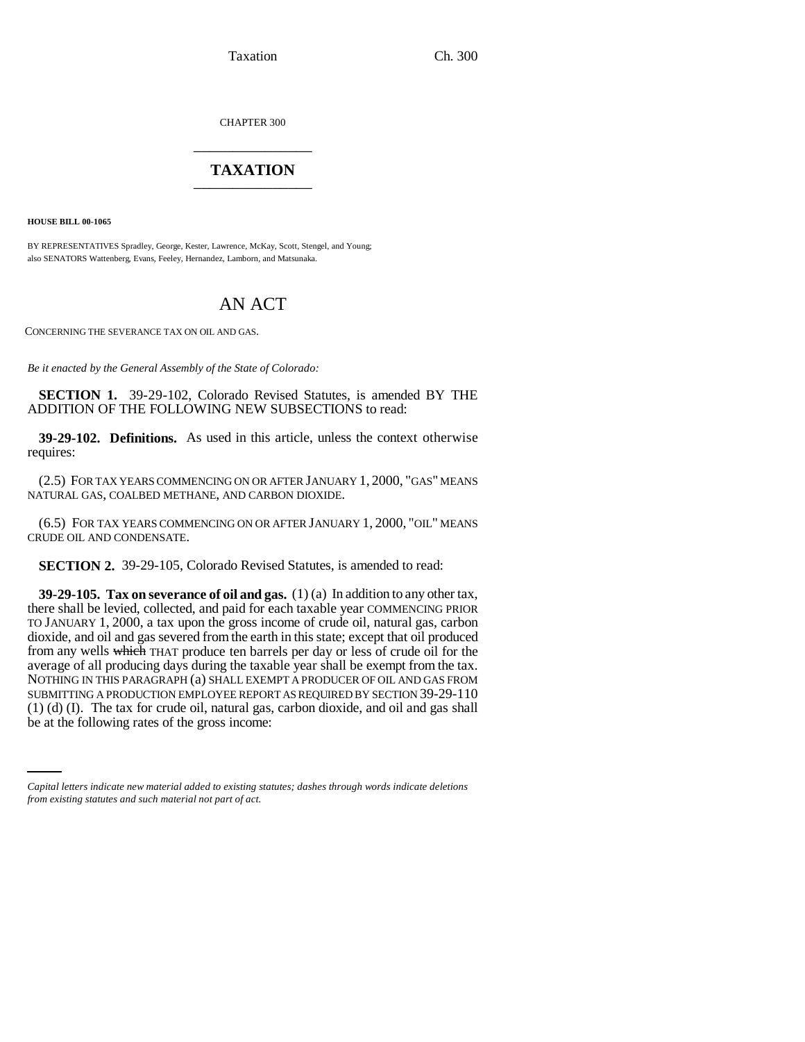CHAPTER 300

# TAXATION

**HOUSE BILL 00-1065**

BY REPRESENTATIVES Spradley, George, Kester, Lawrence, McKay, Scott, Stengel, and Young;
also SENATORS Wattenberg, Evans, Feeley, Hernandez, Lamborn, and Matsunaka.

## AN ACT

CONCERNING THE SEVERANCE TAX ON OIL AND GAS.

*Be it enacted by the General Assembly of the State of Colorado:*

**SECTION 1.** 39-29-102, Colorado Revised Statutes, is amended BY THE ADDITION OF THE FOLLOWING NEW SUBSECTIONS to read:

**39-29-102. Definitions.** As used in this article, unless the context otherwise requires:

(2.5) FOR TAX YEARS COMMENCING ON OR AFTER JANUARY 1, 2000, "GAS" MEANS NATURAL GAS, COALBED METHANE, AND CARBON DIOXIDE.

(6.5) FOR TAX YEARS COMMENCING ON OR AFTER JANUARY 1, 2000, "OIL" MEANS CRUDE OIL AND CONDENSATE.

**SECTION 2.** 39-29-105, Colorado Revised Statutes, is amended to read:

**39-29-105. Tax on severance of oil and gas.** (1) (a) In addition to any other tax, there shall be levied, collected, and paid for each taxable year COMMENCING PRIOR TO JANUARY 1, 2000, a tax upon the gross income of crude oil, natural gas, carbon dioxide, and oil and gas severed from the earth in this state; except that oil produced from any wells ~~which~~ THAT produce ten barrels per day or less of crude oil for the average of all producing days during the taxable year shall be exempt from the tax. NOTHING IN THIS PARAGRAPH (a) SHALL EXEMPT A PRODUCER OF OIL AND GAS FROM SUBMITTING A PRODUCTION EMPLOYEE REPORT AS REQUIRED BY SECTION 39-29-110 (1) (d) (I). The tax for crude oil, natural gas, carbon dioxide, and oil and gas shall be at the following rates of the gross income:

*Capital letters indicate new material added to existing statutes; dashes through words indicate deletions from existing statutes and such material not part of act.*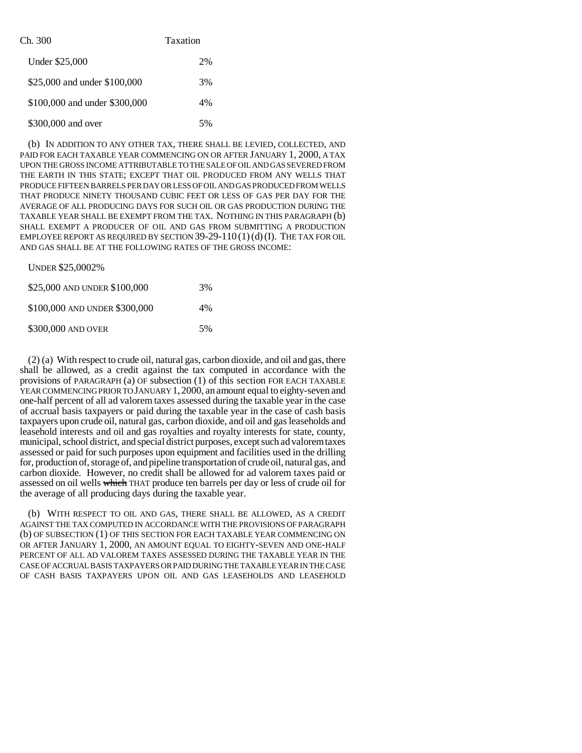| | |
|---|---|
| Under $25,000 | 2% |
| $25,000 and under $100,000 | 3% |
| $100,000 and under $300,000 | 4% |
| $300,000 and over | 5% |

(b) IN ADDITION TO ANY OTHER TAX, THERE SHALL BE LEVIED, COLLECTED, AND PAID FOR EACH TAXABLE YEAR COMMENCING ON OR AFTER JANUARY 1, 2000, A TAX UPON THE GROSS INCOME ATTRIBUTABLE TO THE SALE OF OIL AND GAS SEVERED FROM THE EARTH IN THIS STATE; EXCEPT THAT OIL PRODUCED FROM ANY WELLS THAT PRODUCE FIFTEEN BARRELS PER DAY OR LESS OF OIL AND GAS PRODUCED FROM WELLS THAT PRODUCE NINETY THOUSAND CUBIC FEET OR LESS OF GAS PER DAY FOR THE AVERAGE OF ALL PRODUCING DAYS FOR SUCH OIL OR GAS PRODUCTION DURING THE TAXABLE YEAR SHALL BE EXEMPT FROM THE TAX. NOTHING IN THIS PARAGRAPH (b) SHALL EXEMPT A PRODUCER OF OIL AND GAS FROM SUBMITTING A PRODUCTION EMPLOYEE REPORT AS REQUIRED BY SECTION 39-29-110 (1) (d) (I). THE TAX FOR OIL AND GAS SHALL BE AT THE FOLLOWING RATES OF THE GROSS INCOME:

| | |
|---|---|
| UNDER $25,000 | 2% |
| $25,000 AND UNDER $100,000 | 3% |
| $100,000 AND UNDER $300,000 | 4% |
| $300,000 AND OVER | 5% |

(2) (a) With respect to crude oil, natural gas, carbon dioxide, and oil and gas, there shall be allowed, as a credit against the tax computed in accordance with the provisions of PARAGRAPH (a) OF subsection (1) of this section FOR EACH TAXABLE YEAR COMMENCING PRIOR TO JANUARY 1, 2000, an amount equal to eighty-seven and one-half percent of all ad valorem taxes assessed during the taxable year in the case of accrual basis taxpayers or paid during the taxable year in the case of cash basis taxpayers upon crude oil, natural gas, carbon dioxide, and oil and gas leaseholds and leasehold interests and oil and gas royalties and royalty interests for state, county, municipal, school district, and special district purposes, except such ad valorem taxes assessed or paid for such purposes upon equipment and facilities used in the drilling for, production of, storage of, and pipeline transportation of crude oil, natural gas, and carbon dioxide. However, no credit shall be allowed for ad valorem taxes paid or assessed on oil wells ~~which~~ THAT produce ten barrels per day or less of crude oil for the average of all producing days during the taxable year.

(b) WITH RESPECT TO OIL AND GAS, THERE SHALL BE ALLOWED, AS A CREDIT AGAINST THE TAX COMPUTED IN ACCORDANCE WITH THE PROVISIONS OF PARAGRAPH (b) OF SUBSECTION (1) OF THIS SECTION FOR EACH TAXABLE YEAR COMMENCING ON OR AFTER JANUARY 1, 2000, AN AMOUNT EQUAL TO EIGHTY-SEVEN AND ONE-HALF PERCENT OF ALL AD VALOREM TAXES ASSESSED DURING THE TAXABLE YEAR IN THE CASE OF ACCRUAL BASIS TAXPAYERS OR PAID DURING THE TAXABLE YEAR IN THE CASE OF CASH BASIS TAXPAYERS UPON OIL AND GAS LEASEHOLDS AND LEASEHOLD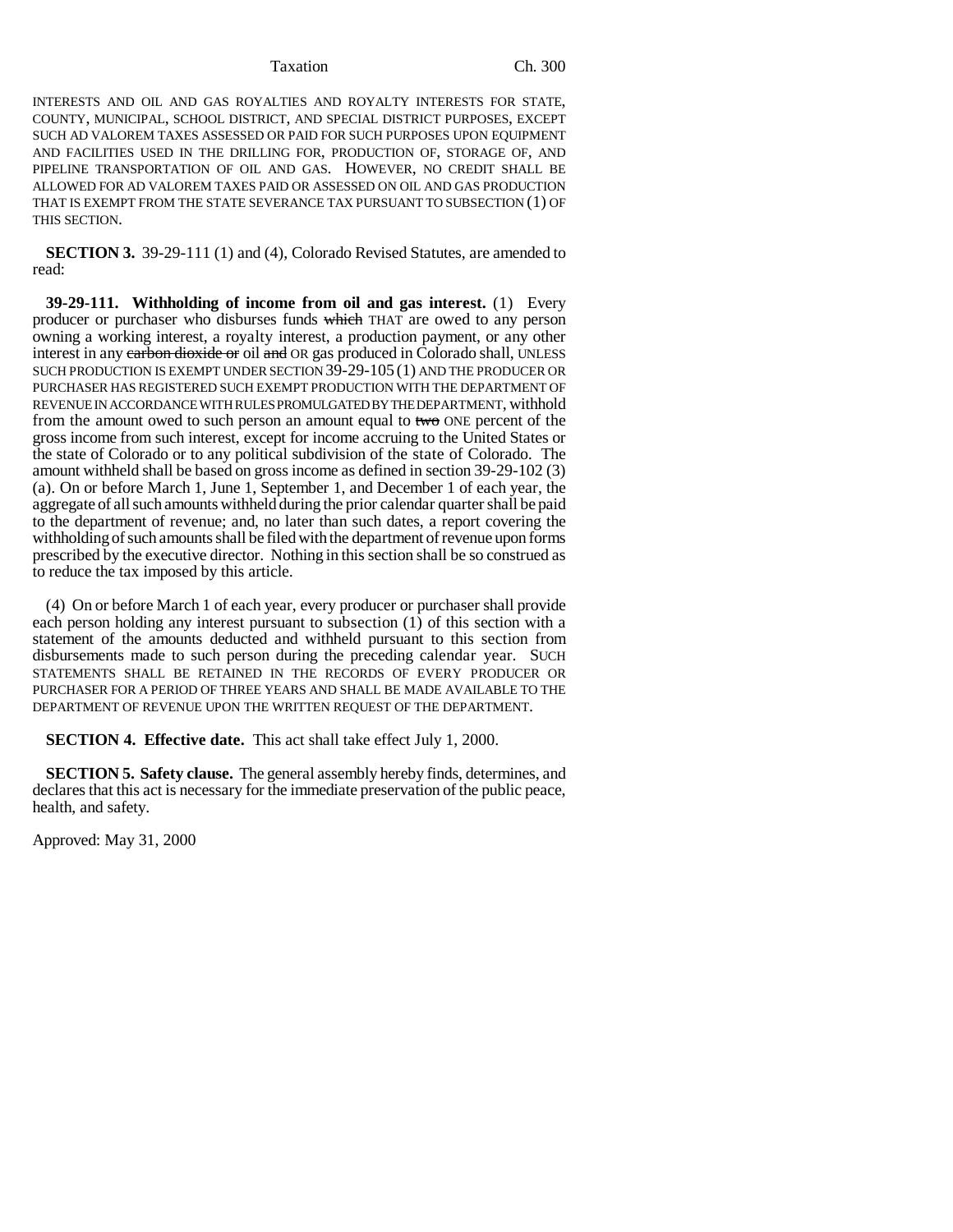INTERESTS AND OIL AND GAS ROYALTIES AND ROYALTY INTERESTS FOR STATE, COUNTY, MUNICIPAL, SCHOOL DISTRICT, AND SPECIAL DISTRICT PURPOSES, EXCEPT SUCH AD VALOREM TAXES ASSESSED OR PAID FOR SUCH PURPOSES UPON EQUIPMENT AND FACILITIES USED IN THE DRILLING FOR, PRODUCTION OF, STORAGE OF, AND PIPELINE TRANSPORTATION OF OIL AND GAS. HOWEVER, NO CREDIT SHALL BE ALLOWED FOR AD VALOREM TAXES PAID OR ASSESSED ON OIL AND GAS PRODUCTION THAT IS EXEMPT FROM THE STATE SEVERANCE TAX PURSUANT TO SUBSECTION (1) OF THIS SECTION.

**SECTION 3.** 39-29-111 (1) and (4), Colorado Revised Statutes, are amended to read:

**39-29-111. Withholding of income from oil and gas interest.** (1) Every producer or purchaser who disburses funds ~~which~~ THAT are owed to any person owning a working interest, a royalty interest, a production payment, or any other interest in any ~~carbon dioxide or~~ oil ~~and~~ OR gas produced in Colorado shall, UNLESS SUCH PRODUCTION IS EXEMPT UNDER SECTION 39-29-105 (1) AND THE PRODUCER OR PURCHASER HAS REGISTERED SUCH EXEMPT PRODUCTION WITH THE DEPARTMENT OF REVENUE IN ACCORDANCE WITH RULES PROMULGATED BY THE DEPARTMENT, withhold from the amount owed to such person an amount equal to ~~two~~ ONE percent of the gross income from such interest, except for income accruing to the United States or the state of Colorado or to any political subdivision of the state of Colorado. The amount withheld shall be based on gross income as defined in section 39-29-102 (3) (a). On or before March 1, June 1, September 1, and December 1 of each year, the aggregate of all such amounts withheld during the prior calendar quarter shall be paid to the department of revenue; and, no later than such dates, a report covering the withholding of such amounts shall be filed with the department of revenue upon forms prescribed by the executive director. Nothing in this section shall be so construed as to reduce the tax imposed by this article.

(4) On or before March 1 of each year, every producer or purchaser shall provide each person holding any interest pursuant to subsection (1) of this section with a statement of the amounts deducted and withheld pursuant to this section from disbursements made to such person during the preceding calendar year. SUCH STATEMENTS SHALL BE RETAINED IN THE RECORDS OF EVERY PRODUCER OR PURCHASER FOR A PERIOD OF THREE YEARS AND SHALL BE MADE AVAILABLE TO THE DEPARTMENT OF REVENUE UPON THE WRITTEN REQUEST OF THE DEPARTMENT.

**SECTION 4. Effective date.** This act shall take effect July 1, 2000.

**SECTION 5. Safety clause.** The general assembly hereby finds, determines, and declares that this act is necessary for the immediate preservation of the public peace, health, and safety.

Approved: May 31, 2000